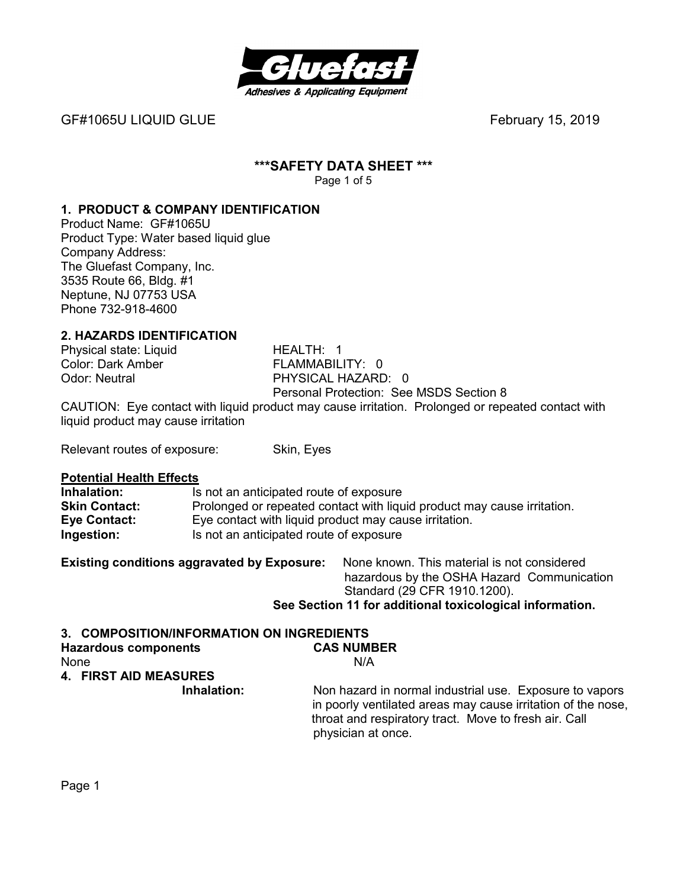GF#1065U LIQUID GLUE February 15, 2019

# ***SAFETY DATA SHEET ***

Page 1 of 5

## 1. PRODUCT & COMPANY IDENTIFICATION

Product Name: GF#1065U
Product Type: Water based liquid glue
Company Address:
The Gluefast Company, Inc.
3535 Route 66, Bldg. #1
Neptune, NJ 07753 USA
Phone 732-918-4600

## 2. HAZARDS IDENTIFICATION

| | |
|---|---|
| Physical state: Liquid | HEALTH: 1 |
| Color: Dark Amber | FLAMMABILITY: 0 |
| Odor: Neutral | PHYSICAL HAZARD: 0 |
| | Personal Protection: See MSDS Section 8 |

CAUTION: Eye contact with liquid product may cause irritation. Prolonged or repeated contact with liquid product may cause irritation

Relevant routes of exposure: Skin, Eyes

**Potential Health Effects**

**Inhalation:** Is not an anticipated route of exposure
**Skin Contact:** Prolonged or repeated contact with liquid product may cause irritation.
**Eye Contact:** Eye contact with liquid product may cause irritation.
**Ingestion:** Is not an anticipated route of exposure

**Existing conditions aggravated by Exposure:** None known. This material is not considered hazardous by the OSHA Hazard Communication Standard (29 CFR 1910.1200).

**See Section 11 for additional toxicological information.**

## 3. COMPOSITION/INFORMATION ON INGREDIENTS

| **Hazardous components** | **CAS NUMBER** |
|---|---|
| None | N/A |

## 4. FIRST AID MEASURES

**Inhalation:** Non hazard in normal industrial use. Exposure to vapors in poorly ventilated areas may cause irritation of the nose, throat and respiratory tract. Move to fresh air. Call physician at once.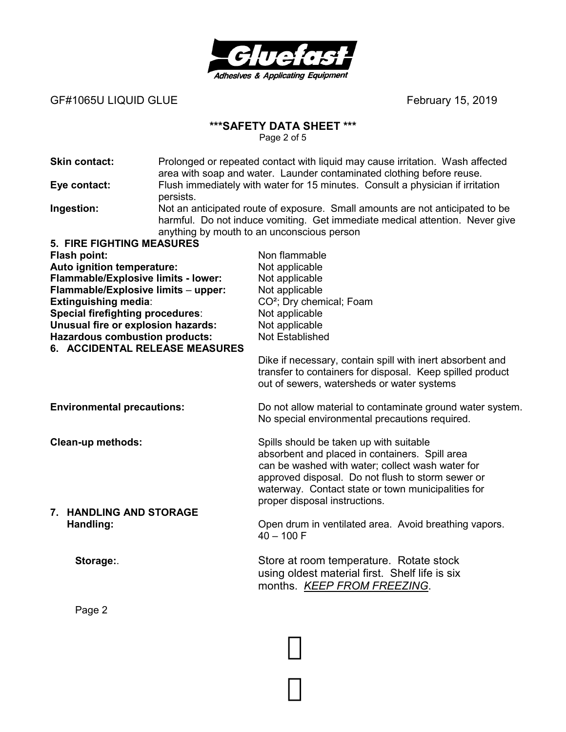GF#1065U LIQUID GLUE February 15, 2019

**\*\*\*SAFETY DATA SHEET \*\*\***

**Skin contact:** Prolonged or repeated contact with liquid may cause irritation. Wash affected area with soap and water. Launder contaminated clothing before reuse.

**Eye contact:** Flush immediately with water for 15 minutes. Consult a physician if irritation persists.

**Ingestion:** Not an anticipated route of exposure. Small amounts are not anticipated to be harmful. Do not induce vomiting. Get immediate medical attention. Never give anything by mouth to an unconscious person

## 5. FIRE FIGHTING MEASURES

**Flash point:** Non flammable

**Auto ignition temperature:** Not applicable

**Flammable/Explosive limits - lower:** Not applicable

**Flammable/Explosive limits – upper:** Not applicable

**Extinguishing media**: $CO^2$; Dry chemical; Foam

**Special firefighting procedures**: Not applicable

**Unusual fire or explosion hazards:** Not applicable

**Hazardous combustion products:** Not Established

## 6. ACCIDENTAL RELEASE MEASURES

Dike if necessary, contain spill with inert absorbent and transfer to containers for disposal. Keep spilled product out of sewers, watersheds or water systems

**Environmental precautions:** Do not allow material to contaminate ground water system. No special environmental precautions required.

**Clean-up methods:** Spills should be taken up with suitable absorbent and placed in containers. Spill area can be washed with water; collect wash water for approved disposal. Do not flush to storm sewer or waterway. Contact state or town municipalities for proper disposal instructions.

## 7. HANDLING AND STORAGE

**Handling:** Open drum in ventilated area. Avoid breathing vapors. 40 – 100 F

**Storage:**. Store at room temperature. Rotate stock using oldest material first. Shelf life is six months. *KEEP FROM FREEZING*.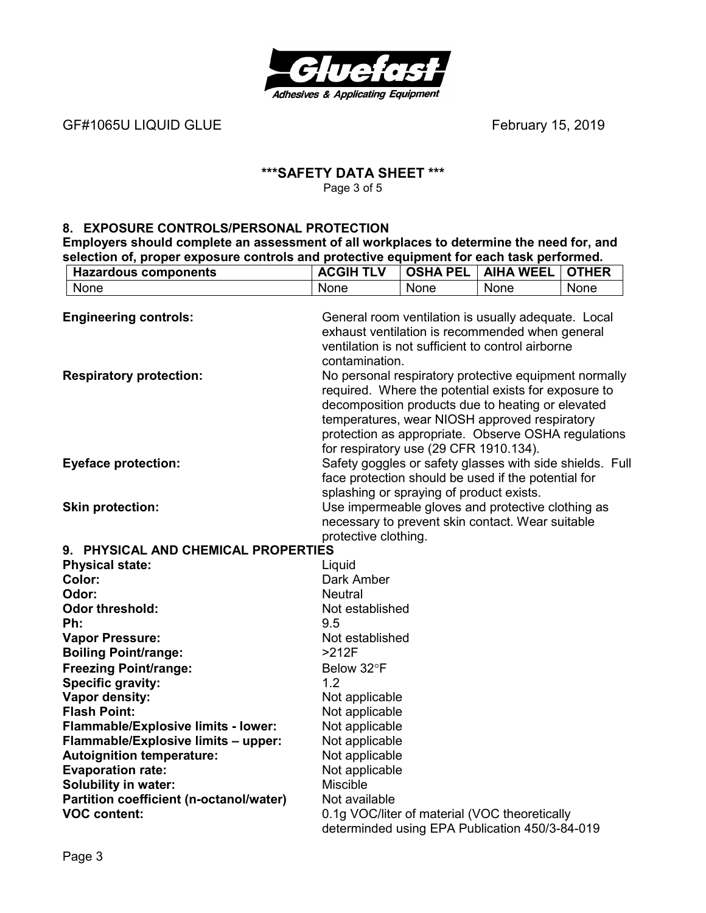## 8. EXPOSURE CONTROLS/PERSONAL PROTECTION

**Employers should complete an assessment of all workplaces to determine the need for, and selection of, proper exposure controls and protective equipment for each task performed.**

| Hazardous components | ACGIH TLV | OSHA PEL | AIHA WEEL | OTHER |
|---|---|---|---|---|
| None | None | None | None | None |

**Engineering controls:** General room ventilation is usually adequate. Local exhaust ventilation is recommended when general ventilation is not sufficient to control airborne contamination.

**Respiratory protection:** No personal respiratory protective equipment normally required. Where the potential exists for exposure to decomposition products due to heating or elevated temperatures, wear NIOSH approved respiratory protection as appropriate. Observe OSHA regulations for respiratory use (29 CFR 1910.134).

**Eyeface protection:** Safety goggles or safety glasses with side shields. Full face protection should be used if the potential for splashing or spraying of product exists.

**Skin protection:** Use impermeable gloves and protective clothing as necessary to prevent skin contact. Wear suitable protective clothing.

## 9. PHYSICAL AND CHEMICAL PROPERTIES

**Physical state:** Liquid
**Color:** Dark Amber
**Odor:** Neutral
**Odor threshold:** Not established
**Ph:** 9.5
**Vapor Pressure:** Not established
**Boiling Point/range:** >212F
**Freezing Point/range:** Below 32°F
**Specific gravity:** 1.2
**Vapor density:** Not applicable
**Flash Point:** Not applicable
**Flammable/Explosive limits - lower:** Not applicable
**Flammable/Explosive limits – upper:** Not applicable
**Autoignition temperature:** Not applicable
**Evaporation rate:** Not applicable
**Solubility in water:** Miscible
**Partition coefficient (n-octanol/water)** Not available
**VOC content:** 0.1g VOC/liter of material (VOC theoretically determinded using EPA Publication 450/3-84-019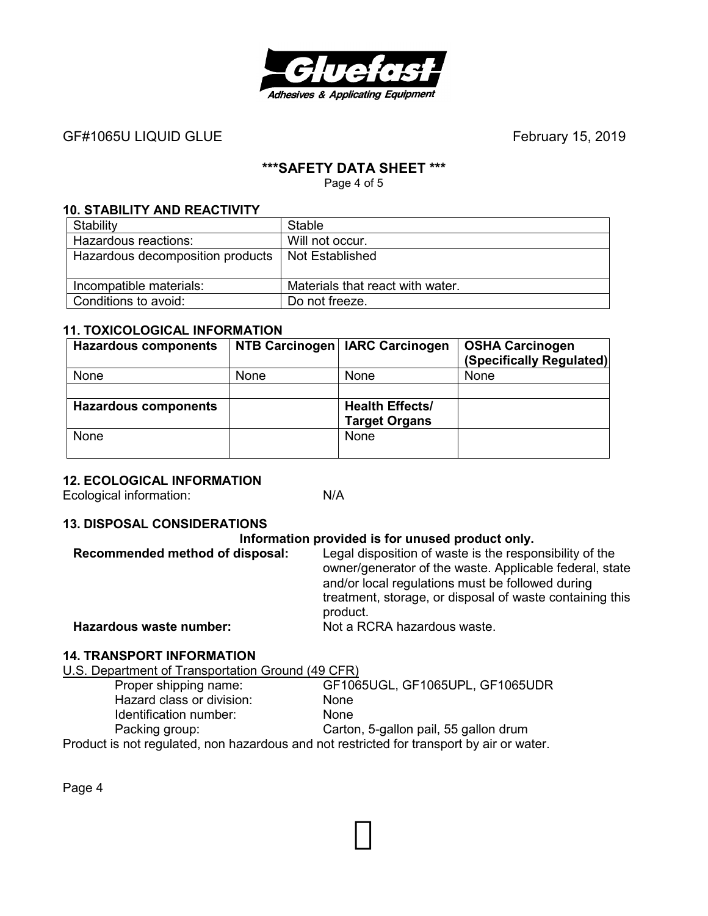## 10. STABILITY AND REACTIVITY

| Stability | Stable |
|---|---|
| Hazardous reactions: | Will not occur. |
| Hazardous decomposition products | Not Established |
| Incompatible materials: | Materials that react with water. |
| Conditions to avoid: | Do not freeze. |

## 11. TOXICOLOGICAL INFORMATION

| **Hazardous components** | **NTB Carcinogen** | **IARC Carcinogen** | **OSHA Carcinogen (Specifically Regulated)** |
|---|---|---|---|
| None | None | None | None |
| | | | |
| **Hazardous components** | | **Health Effects/ Target Organs** | |
| None | | None | |

## 12. ECOLOGICAL INFORMATION

Ecological information: N/A

## 13. DISPOSAL CONSIDERATIONS

**Information provided is for unused product only.**

**Recommended method of disposal:** Legal disposition of waste is the responsibility of the owner/generator of the waste. Applicable federal, state and/or local regulations must be followed during treatment, storage, or disposal of waste containing this product.

**Hazardous waste number:** Not a RCRA hazardous waste.

## 14. TRANSPORT INFORMATION

U.S. Department of Transportation Ground (49 CFR)

- Proper shipping name: GF1065UGL, GF1065UPL, GF1065UDR
- Hazard class or division: None
- Identification number: None
- Packing group: Carton, 5-gallon pail, 55 gallon drum

Product is not regulated, non hazardous and not restricted for transport by air or water.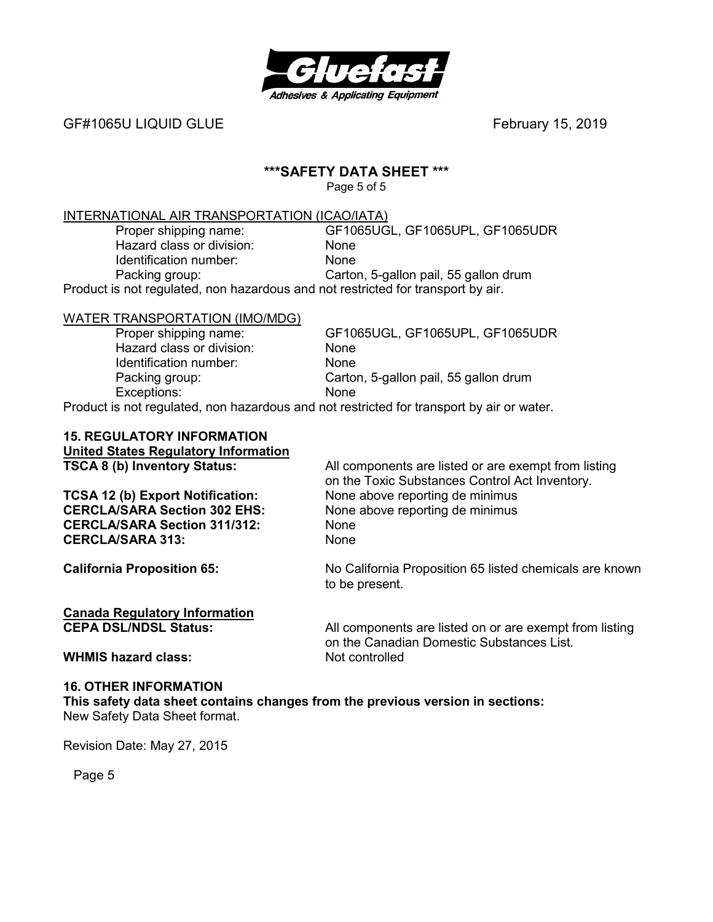INTERNATIONAL AIR TRANSPORTATION (ICAO/IATA)

| | |
|---|---|
| Proper shipping name: | GF1065UGL, GF1065UPL, GF1065UDR |
| Hazard class or division: | None |
| Identification number: | None |
| Packing group: | Carton, 5-gallon pail, 55 gallon drum |

Product is not regulated, non hazardous and not restricted for transport by air.

WATER TRANSPORTATION (IMO/MDG)

| | |
|---|---|
| Proper shipping name: | GF1065UGL, GF1065UPL, GF1065UDR |
| Hazard class or division: | None |
| Identification number: | None |
| Packing group: | Carton, 5-gallon pail, 55 gallon drum |
| Exceptions: | None |

Product is not regulated, non hazardous and not restricted for transport by air or water.

## 15. REGULATORY INFORMATION

**United States Regulatory Information**

| | |
|---|---|
| **TSCA 8 (b) Inventory Status:** | All components are listed or are exempt from listing on the Toxic Substances Control Act Inventory. |
| **TCSA 12 (b) Export Notification:** | None above reporting de minimus |
| **CERCLA/SARA Section 302 EHS:** | None above reporting de minimus |
| **CERCLA/SARA Section 311/312:** | None |
| **CERCLA/SARA 313:** | None |
| **California Proposition 65:** | No California Proposition 65 listed chemicals are known to be present. |

**Canada Regulatory Information**

| | |
|---|---|
| **CEPA DSL/NDSL Status:** | All components are listed on or are exempt from listing on the Canadian Domestic Substances List. |
| **WHMIS hazard class:** | Not controlled |

## 16. OTHER INFORMATION

**This safety data sheet contains changes from the previous version in sections:**
New Safety Data Sheet format.

Revision Date: May 27, 2015